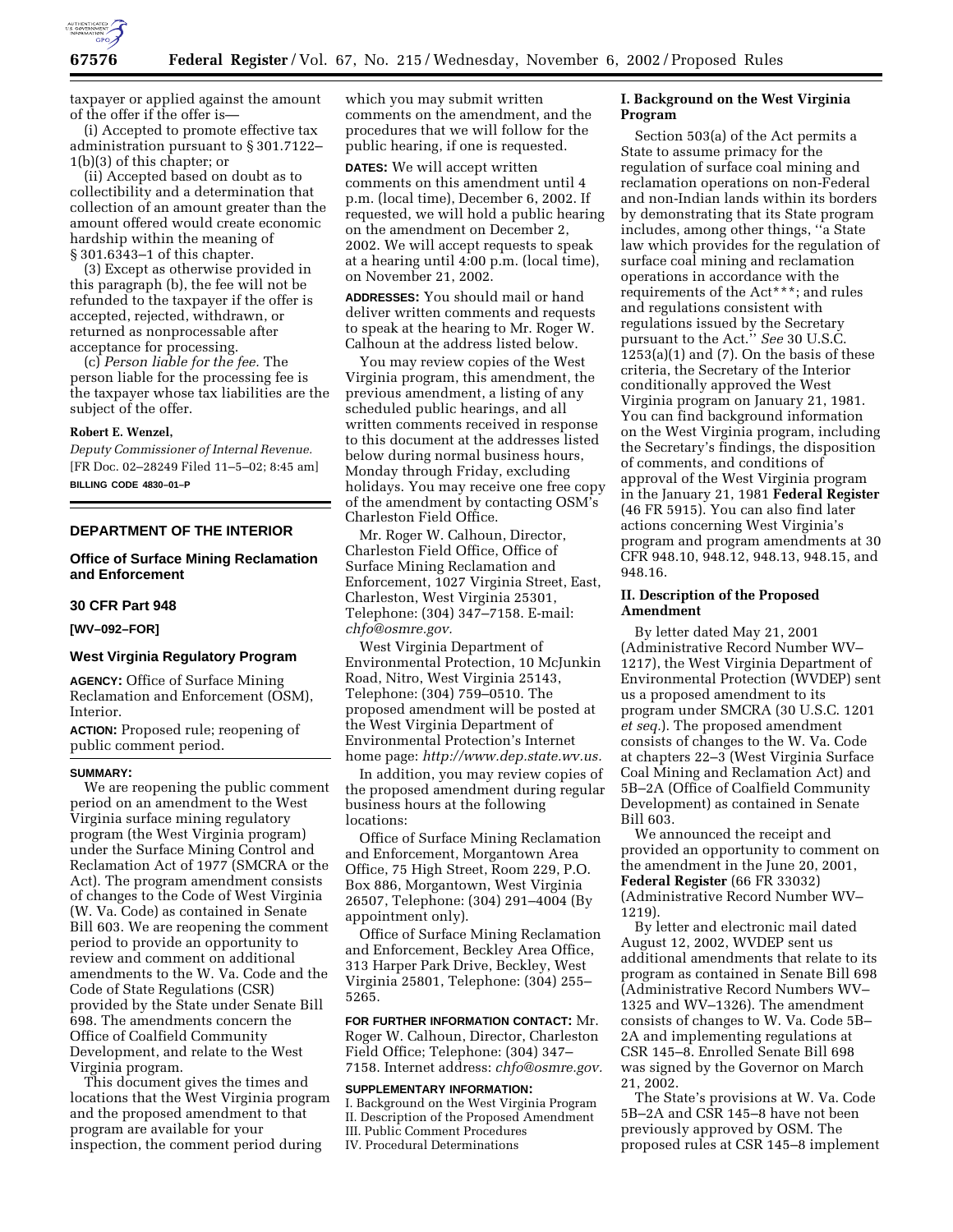taxpayer or applied against the amount of the offer if the offer is—

(i) Accepted to promote effective tax administration pursuant to § 301.7122–1(b)(3) of this chapter; or

(ii) Accepted based on doubt as to collectibility and a determination that collection of an amount greater than the amount offered would create economic hardship within the meaning of § 301.6343–1 of this chapter.

(3) Except as otherwise provided in this paragraph (b), the fee will not be refunded to the taxpayer if the offer is accepted, rejected, withdrawn, or returned as nonprocessable after acceptance for processing.

(c) *Person liable for the fee.* The person liable for the processing fee is the taxpayer whose tax liabilities are the subject of the offer.

**Robert E. Wenzel,**

*Deputy Commissioner of Internal Revenue.*

[FR Doc. 02–28249 Filed 11–5–02; 8:45 am]

**BILLING CODE 4830–01–P**

---

## DEPARTMENT OF THE INTERIOR

### Office of Surface Mining Reclamation and Enforcement

### 30 CFR Part 948

**[WV–092–FOR]**

### West Virginia Regulatory Program

**AGENCY:** Office of Surface Mining Reclamation and Enforcement (OSM), Interior.

**ACTION:** Proposed rule; reopening of public comment period.

**SUMMARY:** We are reopening the public comment period on an amendment to the West Virginia surface mining regulatory program (the West Virginia program) under the Surface Mining Control and Reclamation Act of 1977 (SMCRA or the Act). The program amendment consists of changes to the Code of West Virginia (W. Va. Code) as contained in Senate Bill 603. We are reopening the comment period to provide an opportunity to review and comment on additional amendments to the W. Va. Code and the Code of State Regulations (CSR) provided by the State under Senate Bill 698. The amendments concern the Office of Coalfield Community Development, and relate to the West Virginia program.

This document gives the times and locations that the West Virginia program and the proposed amendment to that program are available for your inspection, the comment period during which you may submit written comments on the amendment, and the procedures that we will follow for the public hearing, if one is requested.

**DATES:** We will accept written comments on this amendment until 4 p.m. (local time), December 6, 2002. If requested, we will hold a public hearing on the amendment on December 2, 2002. We will accept requests to speak at a hearing until 4:00 p.m. (local time), on November 21, 2002.

**ADDRESSES:** You should mail or hand deliver written comments and requests to speak at the hearing to Mr. Roger W. Calhoun at the address listed below.

You may review copies of the West Virginia program, this amendment, the previous amendment, a listing of any scheduled public hearings, and all written comments received in response to this document at the addresses listed below during normal business hours, Monday through Friday, excluding holidays. You may receive one free copy of the amendment by contacting OSM's Charleston Field Office.

Mr. Roger W. Calhoun, Director, Charleston Field Office, Office of Surface Mining Reclamation and Enforcement, 1027 Virginia Street, East, Charleston, West Virginia 25301, Telephone: (304) 347–7158. E-mail: *chfo@osmre.gov.*

West Virginia Department of Environmental Protection, 10 McJunkin Road, Nitro, West Virginia 25143, Telephone: (304) 759–0510. The proposed amendment will be posted at the West Virginia Department of Environmental Protection's Internet home page: *http://www.dep.state.wv.us.*

In addition, you may review copies of the proposed amendment during regular business hours at the following locations:

Office of Surface Mining Reclamation and Enforcement, Morgantown Area Office, 75 High Street, Room 229, P.O. Box 886, Morgantown, West Virginia 26507, Telephone: (304) 291–4004 (By appointment only).

Office of Surface Mining Reclamation and Enforcement, Beckley Area Office, 313 Harper Park Drive, Beckley, West Virginia 25801, Telephone: (304) 255–5265.

**FOR FURTHER INFORMATION CONTACT:** Mr. Roger W. Calhoun, Director, Charleston Field Office; Telephone: (304) 347–7158. Internet address: *chfo@osmre.gov.*

**SUPPLEMENTARY INFORMATION:**

I. Background on the West Virginia Program
II. Description of the Proposed Amendment
III. Public Comment Procedures
IV. Procedural Determinations

#### I. Background on the West Virginia Program

Section 503(a) of the Act permits a State to assume primacy for the regulation of surface coal mining and reclamation operations on non-Federal and non-Indian lands within its borders by demonstrating that its State program includes, among other things, "a State law which provides for the regulation of surface coal mining and reclamation operations in accordance with the requirements of the Act***; and rules and regulations consistent with regulations issued by the Secretary pursuant to the Act." *See* 30 U.S.C. 1253(a)(1) and (7). On the basis of these criteria, the Secretary of the Interior conditionally approved the West Virginia program on January 21, 1981. You can find background information on the West Virginia program, including the Secretary's findings, the disposition of comments, and conditions of approval of the West Virginia program in the January 21, 1981 **Federal Register** (46 FR 5915). You can also find later actions concerning West Virginia's program and program amendments at 30 CFR 948.10, 948.12, 948.13, 948.15, and 948.16.

#### II. Description of the Proposed Amendment

By letter dated May 21, 2001 (Administrative Record Number WV–1217), the West Virginia Department of Environmental Protection (WVDEP) sent us a proposed amendment to its program under SMCRA (30 U.S.C. 1201 *et seq.*). The proposed amendment consists of changes to the W. Va. Code at chapters 22–3 (West Virginia Surface Coal Mining and Reclamation Act) and 5B–2A (Office of Coalfield Community Development) as contained in Senate Bill 603.

We announced the receipt and provided an opportunity to comment on the amendment in the June 20, 2001, **Federal Register** (66 FR 33032) (Administrative Record Number WV–1219).

By letter and electronic mail dated August 12, 2002, WVDEP sent us additional amendments that relate to its program as contained in Senate Bill 698 (Administrative Record Numbers WV–1325 and WV–1326). The amendment consists of changes to W. Va. Code 5B–2A and implementing regulations at CSR 145–8. Enrolled Senate Bill 698 was signed by the Governor on March 21, 2002.

The State's provisions at W. Va. Code 5B–2A and CSR 145–8 have not been previously approved by OSM. The proposed rules at CSR 145–8 implement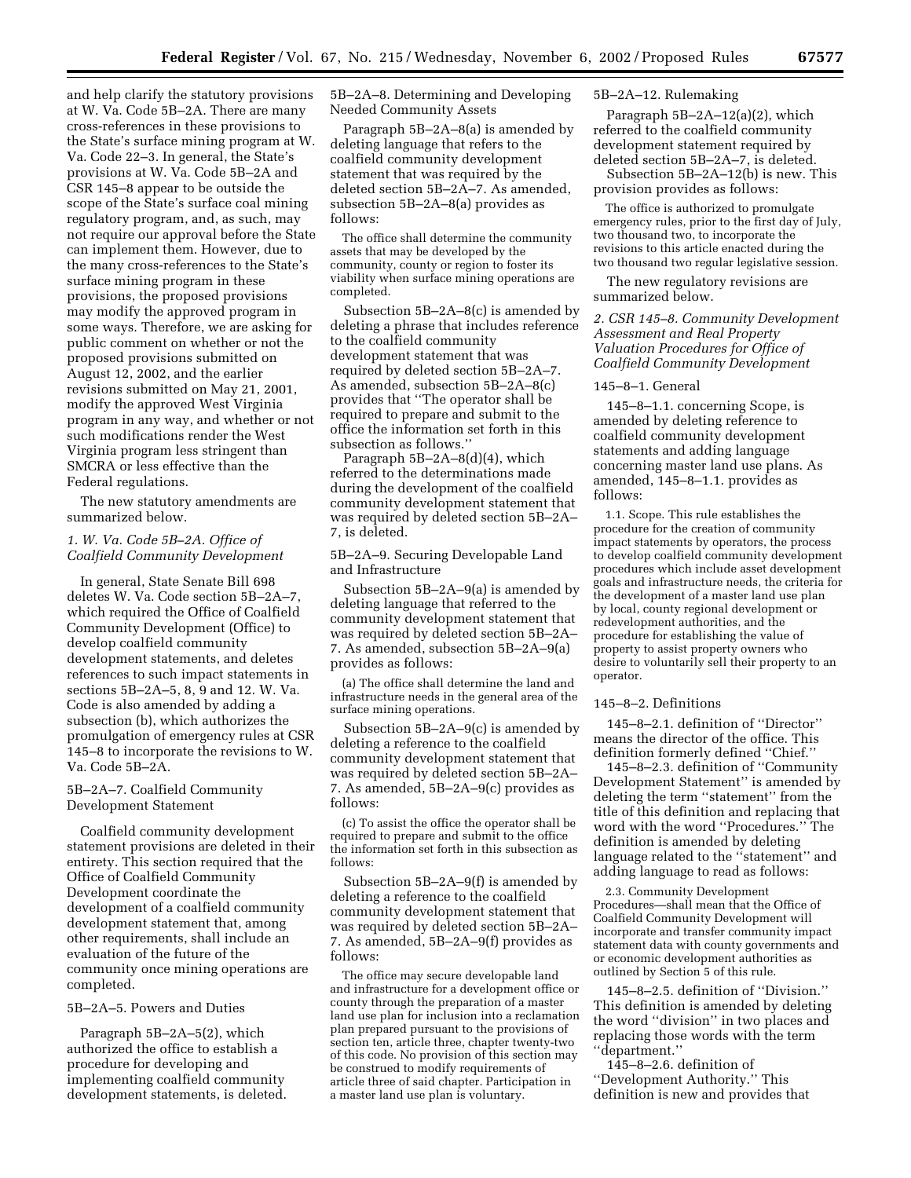and help clarify the statutory provisions at W. Va. Code 5B–2A. There are many cross-references in these provisions to the State's surface mining program at W. Va. Code 22–3. In general, the State's provisions at W. Va. Code 5B–2A and CSR 145–8 appear to be outside the scope of the State's surface coal mining regulatory program, and, as such, may not require our approval before the State can implement them. However, due to the many cross-references to the State's surface mining program in these provisions, the proposed provisions may modify the approved program in some ways. Therefore, we are asking for public comment on whether or not the proposed provisions submitted on August 12, 2002, and the earlier revisions submitted on May 21, 2001, modify the approved West Virginia program in any way, and whether or not such modifications render the West Virginia program less stringent than SMCRA or less effective than the Federal regulations.

The new statutory amendments are summarized below.

### *1. W. Va. Code 5B–2A. Office of Coalfield Community Development*

In general, State Senate Bill 698 deletes W. Va. Code section 5B–2A–7, which required the Office of Coalfield Community Development (Office) to develop coalfield community development statements, and deletes references to such impact statements in sections 5B–2A–5, 8, 9 and 12. W. Va. Code is also amended by adding a subsection (b), which authorizes the promulgation of emergency rules at CSR 145–8 to incorporate the revisions to W. Va. Code 5B–2A.

5B–2A–7. Coalfield Community Development Statement

Coalfield community development statement provisions are deleted in their entirety. This section required that the Office of Coalfield Community Development coordinate the development of a coalfield community development statement that, among other requirements, shall include an evaluation of the future of the community once mining operations are completed.

5B–2A–5. Powers and Duties

Paragraph 5B–2A–5(2), which authorized the office to establish a procedure for developing and implementing coalfield community development statements, is deleted.

5B–2A–8. Determining and Developing Needed Community Assets

Paragraph 5B–2A–8(a) is amended by deleting language that refers to the coalfield community development statement that was required by the deleted section 5B–2A–7. As amended, subsection 5B–2A–8(a) provides as follows:

> The office shall determine the community assets that may be developed by the community, county or region to foster its viability when surface mining operations are completed.

Subsection 5B–2A–8(c) is amended by deleting a phrase that includes reference to the coalfield community development statement that was required by deleted section 5B–2A–7. As amended, subsection 5B–2A–8(c) provides that "The operator shall be required to prepare and submit to the office the information set forth in this subsection as follows."

Paragraph 5B–2A–8(d)(4), which referred to the determinations made during the development of the coalfield community development statement that was required by deleted section 5B–2A–7, is deleted.

5B–2A–9. Securing Developable Land and Infrastructure

Subsection 5B–2A–9(a) is amended by deleting language that referred to the community development statement that was required by deleted section 5B–2A–7. As amended, subsection 5B–2A–9(a) provides as follows:

> (a) The office shall determine the land and infrastructure needs in the general area of the surface mining operations.

Subsection 5B–2A–9(c) is amended by deleting a reference to the coalfield community development statement that was required by deleted section 5B–2A–7. As amended, 5B–2A–9(c) provides as follows:

> (c) To assist the office the operator shall be required to prepare and submit to the office the information set forth in this subsection as follows:

Subsection 5B–2A–9(f) is amended by deleting a reference to the coalfield community development statement that was required by deleted section 5B–2A–7. As amended, 5B–2A–9(f) provides as follows:

> The office may secure developable land and infrastructure for a development office or county through the preparation of a master land use plan for inclusion into a reclamation plan prepared pursuant to the provisions of section ten, article three, chapter twenty-two of this code. No provision of this section may be construed to modify requirements of article three of said chapter. Participation in a master land use plan is voluntary.

5B–2A–12. Rulemaking

Paragraph 5B–2A–12(a)(2), which referred to the coalfield community development statement required by deleted section 5B–2A–7, is deleted.

Subsection 5B–2A–12(b) is new. This provision provides as follows:

> The office is authorized to promulgate emergency rules, prior to the first day of July, two thousand two, to incorporate the revisions to this article enacted during the two thousand two regular legislative session.

The new regulatory revisions are summarized below.

### *2. CSR 145–8. Community Development Assessment and Real Property Valuation Procedures for Office of Coalfield Community Development*

145–8–1. General

145–8–1.1. concerning Scope, is amended by deleting reference to coalfield community development statements and adding language concerning master land use plans. As amended, 145–8–1.1. provides as follows:

> 1.1. Scope. This rule establishes the procedure for the creation of community impact statements by operators, the process to develop coalfield community development procedures which include asset development goals and infrastructure needs, the criteria for the development of a master land use plan by local, county regional development or redevelopment authorities, and the procedure for establishing the value of property to assist property owners who desire to voluntarily sell their property to an operator.

145–8–2. Definitions

145–8–2.1. definition of "Director" means the director of the office. This definition formerly defined "Chief."

145–8–2.3. definition of "Community Development Statement" is amended by deleting the term "statement" from the title of this definition and replacing that word with the word "Procedures." The definition is amended by deleting language related to the "statement" and adding language to read as follows:

> 2.3. Community Development Procedures—shall mean that the Office of Coalfield Community Development will incorporate and transfer community impact statement data with county governments and or economic development authorities as outlined by Section 5 of this rule.

145–8–2.5. definition of "Division." This definition is amended by deleting the word "division" in two places and replacing those words with the term "department."

145–8–2.6. definition of "Development Authority." This definition is new and provides that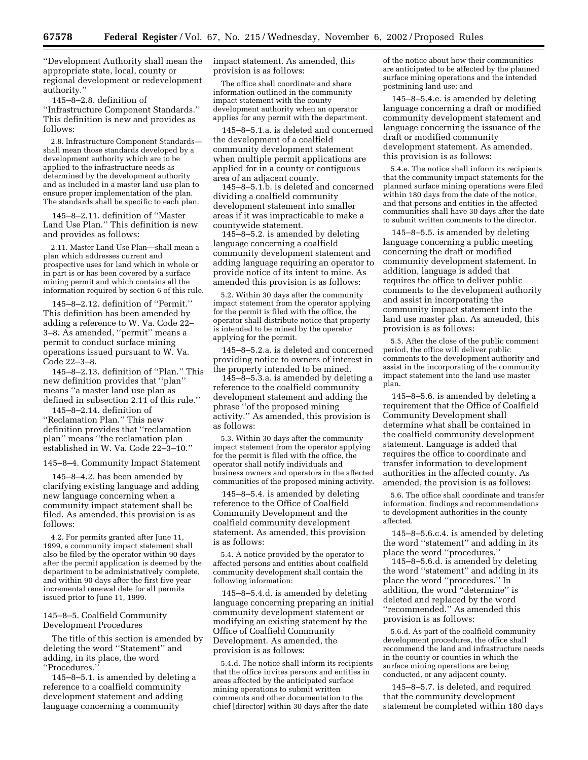''Development Authority shall mean the appropriate state, local, county or regional development or redevelopment authority.''

145–8–2.8. definition of ''Infrastructure Component Standards.'' This definition is new and provides as follows:

2.8. Infrastructure Component Standards—shall mean those standards developed by a development authority which are to be applied to the infrastructure needs as determined by the development authority and as included in a master land use plan to ensure proper implementation of the plan. The standards shall be specific to each plan.

145–8–2.11. definition of ''Master Land Use Plan.'' This definition is new and provides as follows:

2.11. Master Land Use Plan—shall mean a plan which addresses current and prospective uses for land which in whole or in part is or has been covered by a surface mining permit and which contains all the information required by section 6 of this rule.

145–8–2.12. definition of ''Permit.'' This definition has been amended by adding a reference to W. Va. Code 22–3–8. As amended, ''permit'' means a permit to conduct surface mining operations issued pursuant to W. Va. Code 22–3–8.

145–8–2.13. definition of ''Plan.'' This new definition provides that ''plan'' means ''a master land use plan as defined in subsection 2.11 of this rule.''

145–8–2.14. definition of ''Reclamation Plan.'' This new definition provides that ''reclamation plan'' means ''the reclamation plan established in W. Va. Code 22–3–10.''

145–8–4. Community Impact Statement

145–8–4.2. has been amended by clarifying existing language and adding new language concerning when a community impact statement shall be filed. As amended, this provision is as follows:

4.2. For permits granted after June 11, 1999, a community impact statement shall also be filed by the operator within 90 days after the permit application is deemed by the department to be administratively complete, and within 90 days after the first five year incremental renewal date for all permits issued prior to June 11, 1999.

145–8–5. Coalfield Community Development Procedures

The title of this section is amended by deleting the word ''Statement'' and adding, in its place, the word ''Procedures.''

145–8–5.1. is amended by deleting a reference to a coalfield community development statement and adding language concerning a community impact statement. As amended, this provision is as follows:

The office shall coordinate and share information outlined in the community impact statement with the county development authority when an operator applies for any permit with the department.

145–8–5.1.a. is deleted and concerned the development of a coalfield community development statement when multiple permit applications are applied for in a county or contiguous area of an adjacent county.

145–8–5.1.b. is deleted and concerned dividing a coalfield community development statement into smaller areas if it was impracticable to make a countywide statement.

145–8–5.2. is amended by deleting language concerning a coalfield community development statement and adding language requiring an operator to provide notice of its intent to mine. As amended this provision is as follows:

5.2. Within 30 days after the community impact statement from the operator applying for the permit is filed with the office, the operator shall distribute notice that property is intended to be mined by the operator applying for the permit.

145–8–5.2.a. is deleted and concerned providing notice to owners of interest in the property intended to be mined.

145–8–5.3.a. is amended by deleting a reference to the coalfield community development statement and adding the phrase ''of the proposed mining activity.'' As amended, this provision is as follows:

5.3. Within 30 days after the community impact statement from the operator applying for the permit is filed with the office, the operator shall notify individuals and business owners and operators in the affected communities of the proposed mining activity.

145–8–5.4. is amended by deleting reference to the Office of Coalfield Community Development and the coalfield community development statement. As amended, this provision is as follows:

5.4. A notice provided by the operator to affected persons and entities about coalfield community development shall contain the following information:

145–8–5.4.d. is amended by deleting language concerning preparing an initial community development statement or modifying an existing statement by the Office of Coalfield Community Development. As amended, the provision is as follows:

5.4.d. The notice shall inform its recipients that the office invites persons and entities in areas affected by the anticipated surface mining operations to submit written comments and other documentation to the chief [director] within 30 days after the date of the notice about how their communities are anticipated to be affected by the planned surface mining operations and the intended postmining land use; and

145–8–5.4.e. is amended by deleting language concerning a draft or modified community development statement and language concerning the issuance of the draft or modified community development statement. As amended, this provision is as follows:

5.4.e. The notice shall inform its recipients that the community impact statements for the planned surface mining operations were filed within 180 days from the date of the notice, and that persons and entities in the affected communities shall have 30 days after the date to submit written comments to the director.

145–8–5.5. is amended by deleting language concerning a public meeting concerning the draft or modified community development statement. In addition, language is added that requires the office to deliver public comments to the development authority and assist in incorporating the community impact statement into the land use master plan. As amended, this provision is as follows:

5.5. After the close of the public comment period, the office will deliver public comments to the development authority and assist in the incorporating of the community impact statement into the land use master plan.

145–8–5.6. is amended by deleting a requirement that the Office of Coalfield Community Development shall determine what shall be contained in the coalfield community development statement. Language is added that requires the office to coordinate and transfer information to development authorities in the affected county. As amended, the provision is as follows:

5.6. The office shall coordinate and transfer information, findings and recommendations to development authorities in the county affected.

145–8–5.6.c.4. is amended by deleting the word ''statement'' and adding in its place the word ''procedures.''

145–8–5.6.d. is amended by deleting the word ''statement'' and adding in its place the word ''procedures.'' In addition, the word ''determine'' is deleted and replaced by the word ''recommended.'' As amended this provision is as follows:

5.6.d. As part of the coalfield community development procedures, the office shall recommend the land and infrastructure needs in the county or counties in which the surface mining operations are being conducted, or any adjacent county.

145–8–5.7. is deleted, and required that the community development statement be completed within 180 days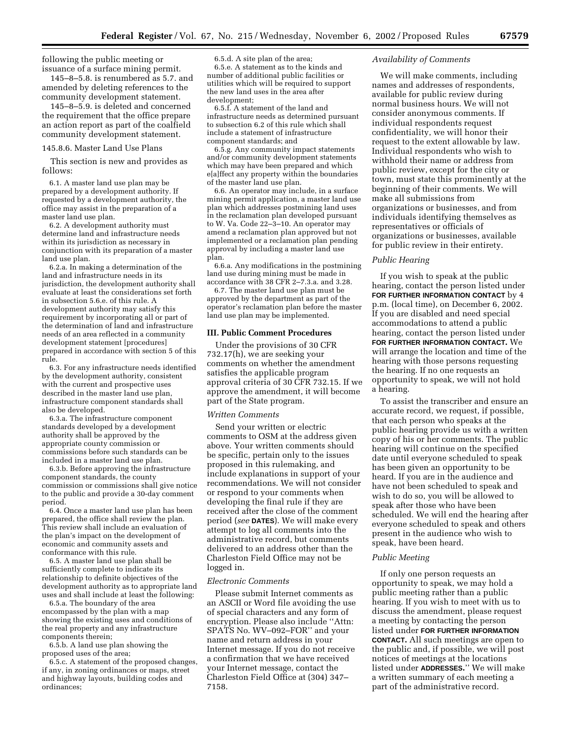following the public meeting or issuance of a surface mining permit.

145–8–5.8. is renumbered as 5.7. and amended by deleting references to the community development statement.

145–8–5.9. is deleted and concerned the requirement that the office prepare an action report as part of the coalfield community development statement.

145.8.6. Master Land Use Plans

This section is new and provides as follows:

6.1. A master land use plan may be prepared by a development authority. If requested by a development authority, the office may assist in the preparation of a master land use plan.

6.2. A development authority must determine land and infrastructure needs within its jurisdiction as necessary in conjunction with its preparation of a master land use plan.

6.2.a. In making a determination of the land and infrastructure needs in its jurisdiction, the development authority shall evaluate at least the considerations set forth in subsection 5.6.e. of this rule. A development authority may satisfy this requirement by incorporating all or part of the determination of land and infrastructure needs of an area reflected in a community development statement [procedures] prepared in accordance with section 5 of this rule.

6.3. For any infrastructure needs identified by the development authority, consistent with the current and prospective uses described in the master land use plan, infrastructure component standards shall also be developed.

6.3.a. The infrastructure component standards developed by a development authority shall be approved by the appropriate county commission or commissions before such standards can be included in a master land use plan.

6.3.b. Before approving the infrastructure component standards, the county commission or commissions shall give notice to the public and provide a 30-day comment period.

6.4. Once a master land use plan has been prepared, the office shall review the plan. This review shall include an evaluation of the plan's impact on the development of economic and community assets and conformance with this rule.

6.5. A master land use plan shall be sufficiently complete to indicate its relationship to definite objectives of the development authority as to appropriate land uses and shall include at least the following:

6.5.a. The boundary of the area encompassed by the plan with a map showing the existing uses and conditions of the real property and any infrastructure components therein;

6.5.b. A land use plan showing the proposed uses of the area;

6.5.c. A statement of the proposed changes, if any, in zoning ordinances or maps, street and highway layouts, building codes and ordinances;

6.5.d. A site plan of the area;

6.5.e. A statement as to the kinds and number of additional public facilities or utilities which will be required to support the new land uses in the area after development;

6.5.f. A statement of the land and infrastructure needs as determined pursuant to subsection 6.2 of this rule which shall include a statement of infrastructure component standards; and

6.5.g. Any community impact statements and/or community development statements which may have been prepared and which e[a]ffect any property within the boundaries of the master land use plan.

6.6. An operator may include, in a surface mining permit application, a master land use plan which addresses postmining land uses in the reclamation plan developed pursuant to W. Va. Code 22–3–10. An operator may amend a reclamation plan approved but not implemented or a reclamation plan pending approval by including a master land use plan.

6.6.a. Any modifications in the postmining land use during mining must be made in accordance with 38 CSR 2–7.3.a. and 3.28.

6.7. The master land use plan must be approved by the department as part of the operator's reclamation plan before the master land use plan may be implemented.

## III. Public Comment Procedures

Under the provisions of 30 CFR 732.17(h), we are seeking your comments on whether the amendment satisfies the applicable program approval criteria of 30 CFR 732.15. If we approve the amendment, it will become part of the State program.

### *Written Comments*

Send your written or electric comments to OSM at the address given above. Your written comments should be specific, pertain only to the issues proposed in this rulemaking, and include explanations in support of your recommendations. We will not consider or respond to your comments when developing the final rule if they are received after the close of the comment period (*see* **DATES**). We will make every attempt to log all comments into the administrative record, but comments delivered to an address other than the Charleston Field Office may not be logged in.

### *Electronic Comments*

Please submit Internet comments as an ASCII or Word file avoiding the use of special characters and any form of encryption. Please also include ''Attn: SPATS No. WV–092–FOR'' and your name and return address in your Internet message. If you do not receive a confirmation that we have received your Internet message, contact the Charleston Field Office at (304) 347–7158.

### *Availability of Comments*

We will make comments, including names and addresses of respondents, available for public review during normal business hours. We will not consider anonymous comments. If individual respondents request confidentiality, we will honor their request to the extent allowable by law. Individual respondents who wish to withhold their name or address from public review, except for the city or town, must state this prominently at the beginning of their comments. We will make all submissions from organizations or businesses, and from individuals identifying themselves as representatives or officials of organizations or businesses, available for public review in their entirety.

### *Public Hearing*

If you wish to speak at the public hearing, contact the person listed under **FOR FURTHER INFORMATION CONTACT** by 4 p.m. (local time), on December 6, 2002. If you are disabled and need special accommodations to attend a public hearing, contact the person listed under **FOR FURTHER INFORMATION CONTACT.** We will arrange the location and time of the hearing with those persons requesting the hearing. If no one requests an opportunity to speak, we will not hold a hearing.

To assist the transcriber and ensure an accurate record, we request, if possible, that each person who speaks at the public hearing provide us with a written copy of his or her comments. The public hearing will continue on the specified date until everyone scheduled to speak has been given an opportunity to be heard. If you are in the audience and have not been scheduled to speak and wish to do so, you will be allowed to speak after those who have been scheduled. We will end the hearing after everyone scheduled to speak and others present in the audience who wish to speak, have been heard.

### *Public Meeting*

If only one person requests an opportunity to speak, we may hold a public meeting rather than a public hearing. If you wish to meet with us to discuss the amendment, please request a meeting by contacting the person listed under **FOR FURTHER INFORMATION CONTACT.** All such meetings are open to the public and, if possible, we will post notices of meetings at the locations listed under **ADDRESSES.**'' We will make a written summary of each meeting a part of the administrative record.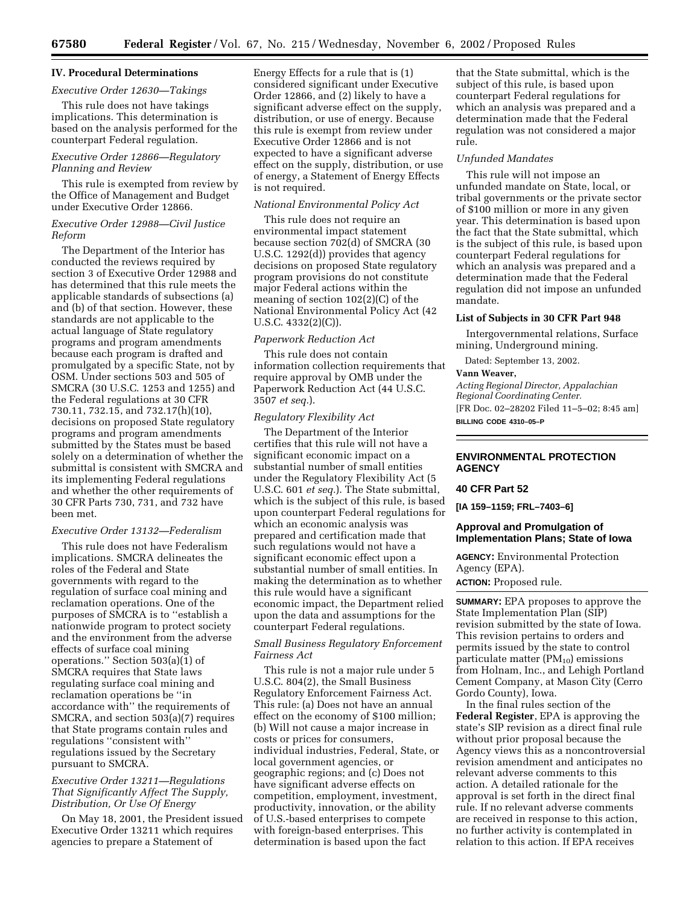## IV. Procedural Determinations

### *Executive Order 12630—Takings*

This rule does not have takings implications. This determination is based on the analysis performed for the counterpart Federal regulation.

### *Executive Order 12866—Regulatory Planning and Review*

This rule is exempted from review by the Office of Management and Budget under Executive Order 12866.

### *Executive Order 12988—Civil Justice Reform*

The Department of the Interior has conducted the reviews required by section 3 of Executive Order 12988 and has determined that this rule meets the applicable standards of subsections (a) and (b) of that section. However, these standards are not applicable to the actual language of State regulatory programs and program amendments because each program is drafted and promulgated by a specific State, not by OSM. Under sections 503 and 505 of SMCRA (30 U.S.C. 1253 and 1255) and the Federal regulations at 30 CFR 730.11, 732.15, and 732.17(h)(10), decisions on proposed State regulatory programs and program amendments submitted by the States must be based solely on a determination of whether the submittal is consistent with SMCRA and its implementing Federal regulations and whether the other requirements of 30 CFR Parts 730, 731, and 732 have been met.

### *Executive Order 13132—Federalism*

This rule does not have Federalism implications. SMCRA delineates the roles of the Federal and State governments with regard to the regulation of surface coal mining and reclamation operations. One of the purposes of SMCRA is to ''establish a nationwide program to protect society and the environment from the adverse effects of surface coal mining operations.'' Section 503(a)(1) of SMCRA requires that State laws regulating surface coal mining and reclamation operations be ''in accordance with'' the requirements of SMCRA, and section 503(a)(7) requires that State programs contain rules and regulations ''consistent with'' regulations issued by the Secretary pursuant to SMCRA.

### *Executive Order 13211—Regulations That Significantly Affect The Supply, Distribution, Or Use Of Energy*

On May 18, 2001, the President issued Executive Order 13211 which requires agencies to prepare a Statement of Energy Effects for a rule that is (1) considered significant under Executive Order 12866, and (2) likely to have a significant adverse effect on the supply, distribution, or use of energy. Because this rule is exempt from review under Executive Order 12866 and is not expected to have a significant adverse effect on the supply, distribution, or use of energy, a Statement of Energy Effects is not required.

### *National Environmental Policy Act*

This rule does not require an environmental impact statement because section 702(d) of SMCRA (30 U.S.C. 1292(d)) provides that agency decisions on proposed State regulatory program provisions do not constitute major Federal actions within the meaning of section 102(2)(C) of the National Environmental Policy Act (42 U.S.C. 4332(2)(C)).

### *Paperwork Reduction Act*

This rule does not contain information collection requirements that require approval by OMB under the Paperwork Reduction Act (44 U.S.C. 3507 *et seq.*).

### *Regulatory Flexibility Act*

The Department of the Interior certifies that this rule will not have a significant economic impact on a substantial number of small entities under the Regulatory Flexibility Act (5 U.S.C. 601 *et seq.*). The State submittal, which is the subject of this rule, is based upon counterpart Federal regulations for which an economic analysis was prepared and certification made that such regulations would not have a significant economic effect upon a substantial number of small entities. In making the determination as to whether this rule would have a significant economic impact, the Department relied upon the data and assumptions for the counterpart Federal regulations.

### *Small Business Regulatory Enforcement Fairness Act*

This rule is not a major rule under 5 U.S.C. 804(2), the Small Business Regulatory Enforcement Fairness Act. This rule: (a) Does not have an annual effect on the economy of $100 million; (b) Will not cause a major increase in costs or prices for consumers, individual industries, Federal, State, or local government agencies, or geographic regions; and (c) Does not have significant adverse effects on competition, employment, investment, productivity, innovation, or the ability of U.S.-based enterprises to compete with foreign-based enterprises. This determination is based upon the fact that the State submittal, which is the subject of this rule, is based upon counterpart Federal regulations for which an analysis was prepared and a determination made that the Federal regulation was not considered a major rule.

### *Unfunded Mandates*

This rule will not impose an unfunded mandate on State, local, or tribal governments or the private sector of $100 million or more in any given year. This determination is based upon the fact that the State submittal, which is the subject of this rule, is based upon counterpart Federal regulations for which an analysis was prepared and a determination made that the Federal regulation did not impose an unfunded mandate.

## List of Subjects in 30 CFR Part 948

Intergovernmental relations, Surface mining, Underground mining.

Dated: September 13, 2002.

**Vann Weaver,**

*Acting Regional Director, Appalachian Regional Coordinating Center.*

[FR Doc. 02–28202 Filed 11–5–02; 8:45 am]

**BILLING CODE 4310–05–P**

---

# ENVIRONMENTAL PROTECTION AGENCY

## 40 CFR Part 52

**[IA 159–1159; FRL–7403–6]**

## Approval and Promulgation of Implementation Plans; State of Iowa

**AGENCY:** Environmental Protection Agency (EPA).

**ACTION:** Proposed rule.

**SUMMARY:** EPA proposes to approve the State Implementation Plan (SIP) revision submitted by the state of Iowa. This revision pertains to orders and permits issued by the state to control particulate matter ($PM_{10}$) emissions from Holnam, Inc., and Lehigh Portland Cement Company, at Mason City (Cerro Gordo County), Iowa.

In the final rules section of the **Federal Register**, EPA is approving the state's SIP revision as a direct final rule without prior proposal because the Agency views this as a noncontroversial revision amendment and anticipates no relevant adverse comments to this action. A detailed rationale for the approval is set forth in the direct final rule. If no relevant adverse comments are received in response to this action, no further activity is contemplated in relation to this action. If EPA receives